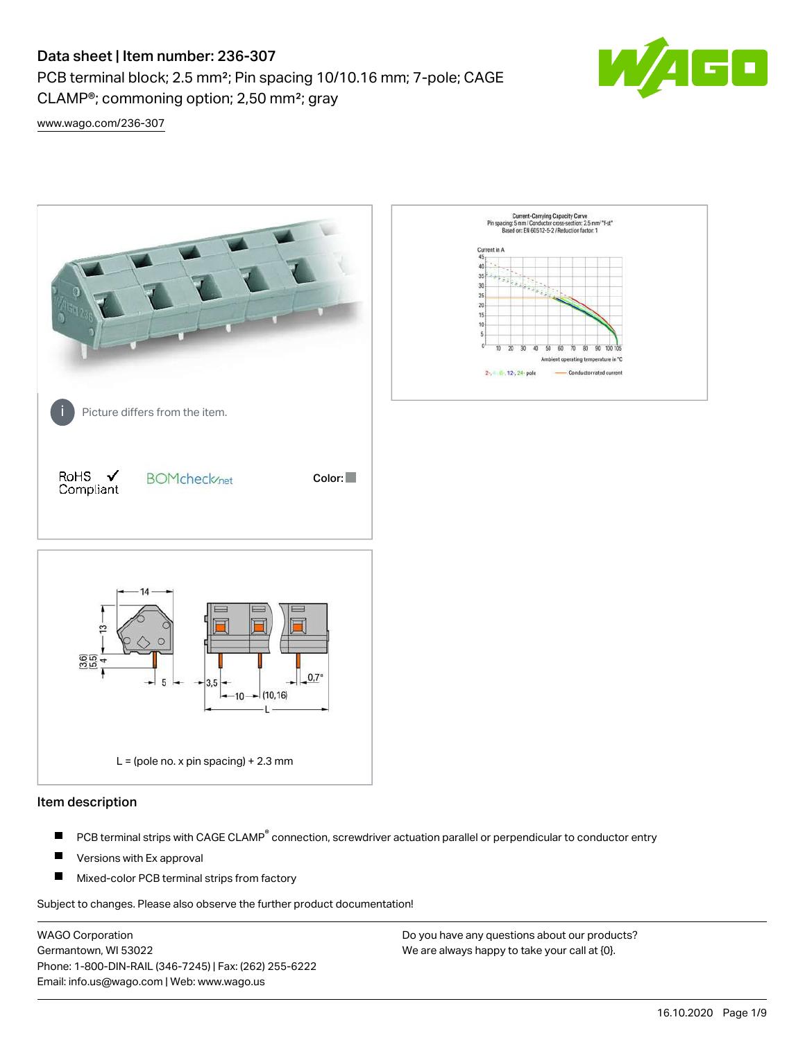# Data sheet | Item number: 236-307

PCB terminal block; 2.5 mm²; Pin spacing 10/10.16 mm; 7-pole; CAGE CLAMP®; commoning option; 2,50 mm²; gray

www.wago.com/236-307

Picture differs from the item.

RoHS ✓ Compliant

BOMcheck.net

Color:

L = (pole no. x pin spacing) + 2.3 mm

## Item description

- PCB terminal strips with CAGE CLAMP® connection, screwdriver actuation parallel or perpendicular to conductor entry
- Versions with Ex approval
- Mixed-color PCB terminal strips from factory

Subject to changes. Please also observe the further product documentation!

WAGO Corporation
Germantown, WI 53022
Phone: 1-800-DIN-RAIL (346-7245) | Fax: (262) 255-6222
Email: info.us@wago.com | Web: www.wago.us

Do you have any questions about our products?
We are always happy to take your call at {0}.

16.10.2020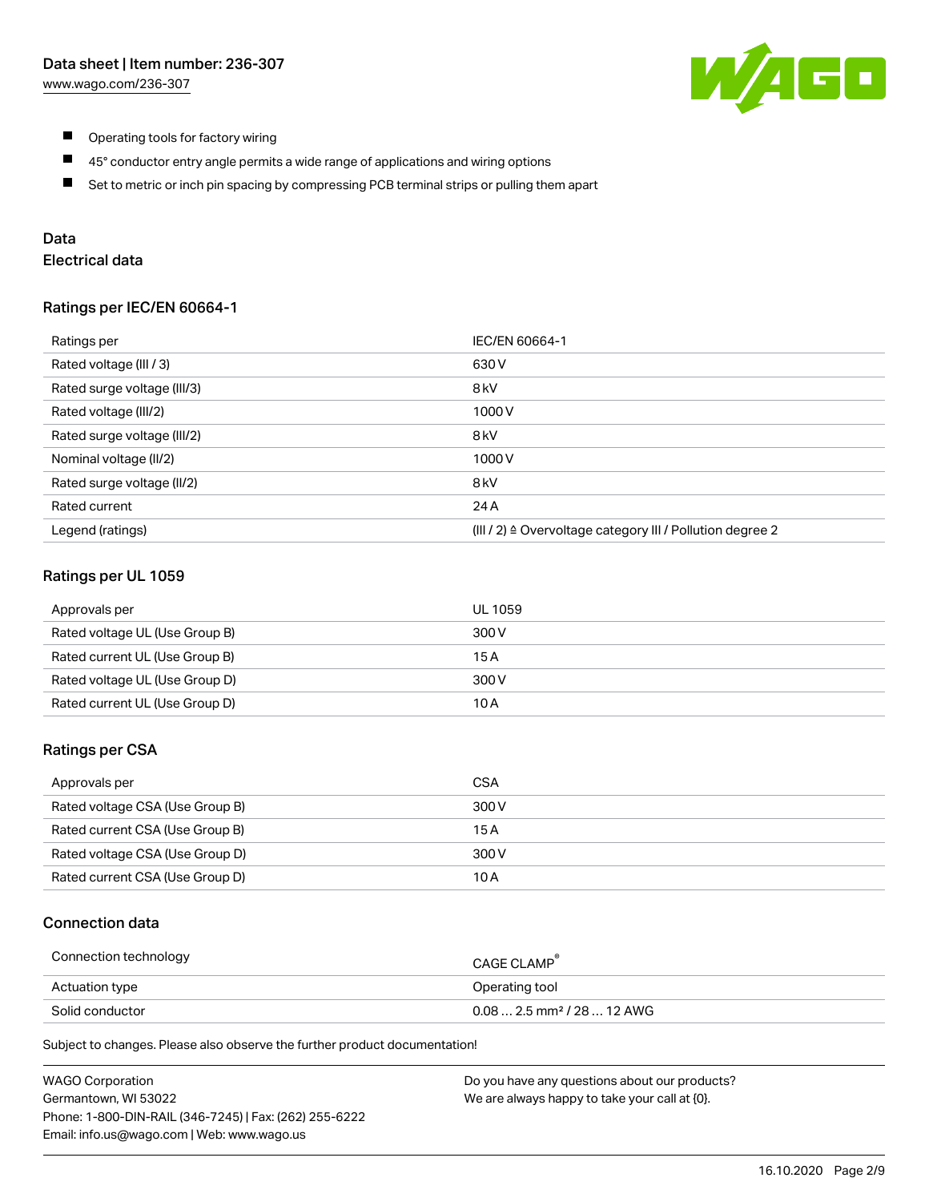- Operating tools for factory wiring
- 45° conductor entry angle permits a wide range of applications and wiring options
- Set to metric or inch pin spacing by compressing PCB terminal strips or pulling them apart

## Data

### Electrical data

#### Ratings per IEC/EN 60664-1

| Ratings per | IEC/EN 60664-1 |
|---|---|
| Rated voltage (III / 3) | 630 V |
| Rated surge voltage (III/3) | 8 kV |
| Rated voltage (III/2) | 1000 V |
| Rated surge voltage (III/2) | 8 kV |
| Nominal voltage (II/2) | 1000 V |
| Rated surge voltage (II/2) | 8 kV |
| Rated current | 24 A |
| Legend (ratings) | (III / 2) ≙ Overvoltage category III / Pollution degree 2 |

#### Ratings per UL 1059

| Approvals per | UL 1059 |
|---|---|
| Rated voltage UL (Use Group B) | 300 V |
| Rated current UL (Use Group B) | 15 A |
| Rated voltage UL (Use Group D) | 300 V |
| Rated current UL (Use Group D) | 10 A |

#### Ratings per CSA

| Approvals per | CSA |
|---|---|
| Rated voltage CSA (Use Group B) | 300 V |
| Rated current CSA (Use Group B) | 15 A |
| Rated voltage CSA (Use Group D) | 300 V |
| Rated current CSA (Use Group D) | 10 A |

### Connection data

| Connection technology | CAGE CLAMP® |
|---|---|
| Actuation type | Operating tool |
| Solid conductor | 0.08 … 2.5 mm² / 28 … 12 AWG |

Subject to changes. Please also observe the further product documentation!

WAGO Corporation
Germantown, WI 53022
Phone: 1-800-DIN-RAIL (346-7245) | Fax: (262) 255-6222
Email: info.us@wago.com | Web: www.wago.us

Do you have any questions about our products?
We are always happy to take your call at {0}.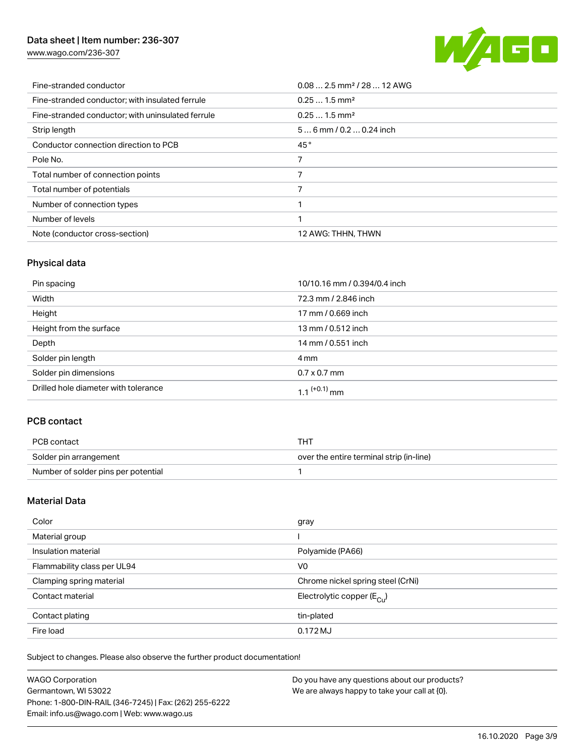| | |
|---|---|
| Fine-stranded conductor | 0.08 … 2.5 mm² / 28 … 12 AWG |
| Fine-stranded conductor; with insulated ferrule | 0.25 … 1.5 mm² |
| Fine-stranded conductor; with uninsulated ferrule | 0.25 … 1.5 mm² |
| Strip length | 5 … 6 mm / 0.2 … 0.24 inch |
| Conductor connection direction to PCB | 45 ° |
| Pole No. | 7 |
| Total number of connection points | 7 |
| Total number of potentials | 7 |
| Number of connection types | 1 |
| Number of levels | 1 |
| Note (conductor cross-section) | 12 AWG: THHN, THWN |

## Physical data

| | |
|---|---|
| Pin spacing | 10/10.16 mm / 0.394/0.4 inch |
| Width | 72.3 mm / 2.846 inch |
| Height | 17 mm / 0.669 inch |
| Height from the surface | 13 mm / 0.512 inch |
| Depth | 14 mm / 0.551 inch |
| Solder pin length | 4 mm |
| Solder pin dimensions | 0.7 x 0.7 mm |
| Drilled hole diameter with tolerance | $1.1^{(+0.1)}$ mm |

## PCB contact

| | |
|---|---|
| PCB contact | THT |
| Solder pin arrangement | over the entire terminal strip (in-line) |
| Number of solder pins per potential | 1 |

## Material Data

| | |
|---|---|
| Color | gray |
| Material group | I |
| Insulation material | Polyamide (PA66) |
| Flammability class per UL94 | V0 |
| Clamping spring material | Chrome nickel spring steel (CrNi) |
| Contact material | Electrolytic copper ($E_{Cu}$) |
| Contact plating | tin-plated |
| Fire load | 0.172 MJ |

Subject to changes. Please also observe the further product documentation!

WAGO Corporation
Germantown, WI 53022
Phone: 1-800-DIN-RAIL (346-7245) | Fax: (262) 255-6222
Email: info.us@wago.com | Web: www.wago.us

Do you have any questions about our products?
We are always happy to take your call at {0}.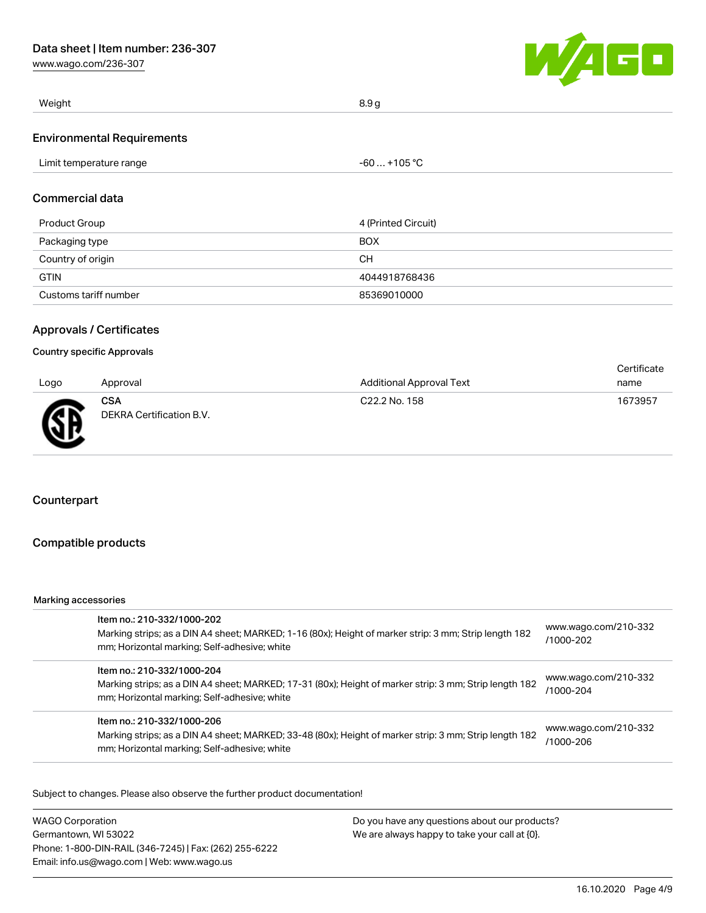| Weight | 8.9 g |
| --- | --- |

## Environmental Requirements

| Limit temperature range | -60 … +105 °C |
| --- | --- |

## Commercial data

| Product Group | 4 (Printed Circuit) |
| --- | --- |
| Packaging type | BOX |
| Country of origin | CH |
| GTIN | 4044918768436 |
| Customs tariff number | 85369010000 |

## Approvals / Certificates

### Country specific Approvals

| Logo | Approval | Additional Approval Text | Certificate name |
| --- | --- | --- | --- |
| | **CSA** DEKRA Certification B.V. | C22.2 No. 158 | 1673957 |

## Counterpart

## Compatible products

Marking accessories

| | | |
| --- | --- | --- |
| | Item no.: 210-332/1000-202 Marking strips; as a DIN A4 sheet; MARKED; 1-16 (80x); Height of marker strip: 3 mm; Strip length 182 mm; Horizontal marking; Self-adhesive; white | www.wago.com/210-332/1000-202 |
| | Item no.: 210-332/1000-204 Marking strips; as a DIN A4 sheet; MARKED; 17-31 (80x); Height of marker strip: 3 mm; Strip length 182 mm; Horizontal marking; Self-adhesive; white | www.wago.com/210-332/1000-204 |
| | Item no.: 210-332/1000-206 Marking strips; as a DIN A4 sheet; MARKED; 33-48 (80x); Height of marker strip: 3 mm; Strip length 182 mm; Horizontal marking; Self-adhesive; white | www.wago.com/210-332/1000-206 |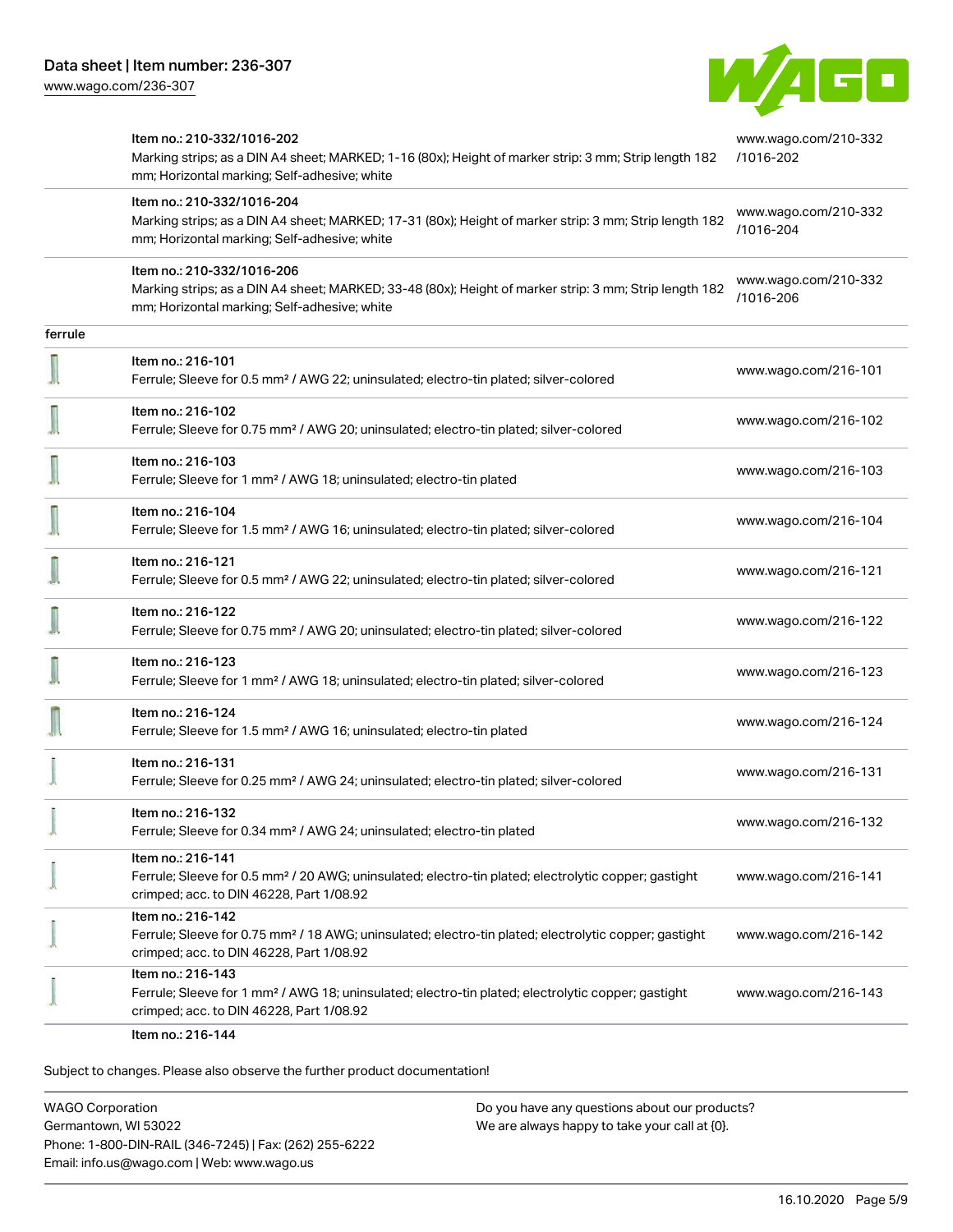| | | |
|---|---|---|
| | Item no.: 210-332/1016-202<br>Marking strips; as a DIN A4 sheet; MARKED; 1-16 (80x); Height of marker strip: 3 mm; Strip length 182 mm; Horizontal marking; Self-adhesive; white | www.wago.com/210-332/1016-202 |
| | Item no.: 210-332/1016-204<br>Marking strips; as a DIN A4 sheet; MARKED; 17-31 (80x); Height of marker strip: 3 mm; Strip length 182 mm; Horizontal marking; Self-adhesive; white | www.wago.com/210-332/1016-204 |
| | Item no.: 210-332/1016-206<br>Marking strips; as a DIN A4 sheet; MARKED; 33-48 (80x); Height of marker strip: 3 mm; Strip length 182 mm; Horizontal marking; Self-adhesive; white | www.wago.com/210-332/1016-206 |
| ferrule | | |
| | Item no.: 216-101<br>Ferrule; Sleeve for 0.5 mm² / AWG 22; uninsulated; electro-tin plated; silver-colored | www.wago.com/216-101 |
| | Item no.: 216-102<br>Ferrule; Sleeve for 0.75 mm² / AWG 20; uninsulated; electro-tin plated; silver-colored | www.wago.com/216-102 |
| | Item no.: 216-103<br>Ferrule; Sleeve for 1 mm² / AWG 18; uninsulated; electro-tin plated | www.wago.com/216-103 |
| | Item no.: 216-104<br>Ferrule; Sleeve for 1.5 mm² / AWG 16; uninsulated; electro-tin plated; silver-colored | www.wago.com/216-104 |
| | Item no.: 216-121<br>Ferrule; Sleeve for 0.5 mm² / AWG 22; uninsulated; electro-tin plated; silver-colored | www.wago.com/216-121 |
| | Item no.: 216-122<br>Ferrule; Sleeve for 0.75 mm² / AWG 20; uninsulated; electro-tin plated; silver-colored | www.wago.com/216-122 |
| | Item no.: 216-123<br>Ferrule; Sleeve for 1 mm² / AWG 18; uninsulated; electro-tin plated; silver-colored | www.wago.com/216-123 |
| | Item no.: 216-124<br>Ferrule; Sleeve for 1.5 mm² / AWG 16; uninsulated; electro-tin plated | www.wago.com/216-124 |
| | Item no.: 216-131<br>Ferrule; Sleeve for 0.25 mm² / AWG 24; uninsulated; electro-tin plated; silver-colored | www.wago.com/216-131 |
| | Item no.: 216-132<br>Ferrule; Sleeve for 0.34 mm² / AWG 24; uninsulated; electro-tin plated | www.wago.com/216-132 |
| | Item no.: 216-141<br>Ferrule; Sleeve for 0.5 mm² / 20 AWG; uninsulated; electro-tin plated; electrolytic copper; gastight crimped; acc. to DIN 46228, Part 1/08.92 | www.wago.com/216-141 |
| | Item no.: 216-142<br>Ferrule; Sleeve for 0.75 mm² / 18 AWG; uninsulated; electro-tin plated; electrolytic copper; gastight crimped; acc. to DIN 46228, Part 1/08.92 | www.wago.com/216-142 |
| | Item no.: 216-143<br>Ferrule; Sleeve for 1 mm² / AWG 18; uninsulated; electro-tin plated; electrolytic copper; gastight crimped; acc. to DIN 46228, Part 1/08.92 | www.wago.com/216-143 |
| | Item no.: 216-144 | |

Subject to changes. Please also observe the further product documentation!

WAGO Corporation
Germantown, WI 53022
Phone: 1-800-DIN-RAIL (346-7245) | Fax: (262) 255-6222
Email: info.us@wago.com | Web: www.wago.us

Do you have any questions about our products?
We are always happy to take your call at {0}.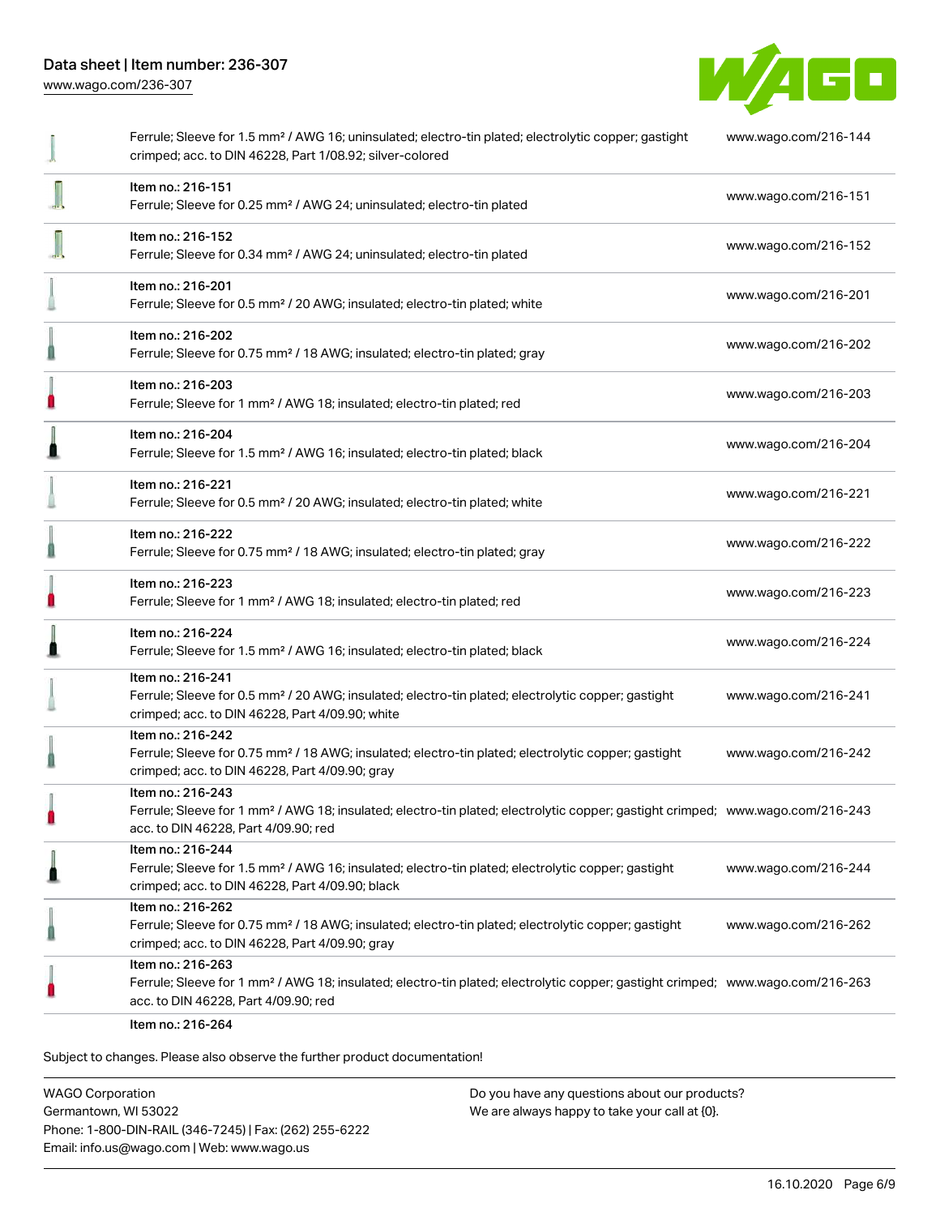| Description | URL |
| --- | --- |
| Ferrule; Sleeve for 1.5 mm² / AWG 16; uninsulated; electro-tin plated; electrolytic copper; gastight crimped; acc. to DIN 46228, Part 1/08.92; silver-colored | www.wago.com/216-144 |
| Item no.: 216-151<br>Ferrule; Sleeve for 0.25 mm² / AWG 24; uninsulated; electro-tin plated | www.wago.com/216-151 |
| Item no.: 216-152<br>Ferrule; Sleeve for 0.34 mm² / AWG 24; uninsulated; electro-tin plated | www.wago.com/216-152 |
| Item no.: 216-201<br>Ferrule; Sleeve for 0.5 mm² / 20 AWG; insulated; electro-tin plated; white | www.wago.com/216-201 |
| Item no.: 216-202<br>Ferrule; Sleeve for 0.75 mm² / 18 AWG; insulated; electro-tin plated; gray | www.wago.com/216-202 |
| Item no.: 216-203<br>Ferrule; Sleeve for 1 mm² / AWG 18; insulated; electro-tin plated; red | www.wago.com/216-203 |
| Item no.: 216-204<br>Ferrule; Sleeve for 1.5 mm² / AWG 16; insulated; electro-tin plated; black | www.wago.com/216-204 |
| Item no.: 216-221<br>Ferrule; Sleeve for 0.5 mm² / 20 AWG; insulated; electro-tin plated; white | www.wago.com/216-221 |
| Item no.: 216-222<br>Ferrule; Sleeve for 0.75 mm² / 18 AWG; insulated; electro-tin plated; gray | www.wago.com/216-222 |
| Item no.: 216-223<br>Ferrule; Sleeve for 1 mm² / AWG 18; insulated; electro-tin plated; red | www.wago.com/216-223 |
| Item no.: 216-224<br>Ferrule; Sleeve for 1.5 mm² / AWG 16; insulated; electro-tin plated; black | www.wago.com/216-224 |
| Item no.: 216-241<br>Ferrule; Sleeve for 0.5 mm² / 20 AWG; insulated; electro-tin plated; electrolytic copper; gastight crimped; acc. to DIN 46228, Part 4/09.90; white | www.wago.com/216-241 |
| Item no.: 216-242<br>Ferrule; Sleeve for 0.75 mm² / 18 AWG; insulated; electro-tin plated; electrolytic copper; gastight crimped; acc. to DIN 46228, Part 4/09.90; gray | www.wago.com/216-242 |
| Item no.: 216-243<br>Ferrule; Sleeve for 1 mm² / AWG 18; insulated; electro-tin plated; electrolytic copper; gastight crimped; acc. to DIN 46228, Part 4/09.90; red | www.wago.com/216-243 |
| Item no.: 216-244<br>Ferrule; Sleeve for 1.5 mm² / AWG 16; insulated; electro-tin plated; electrolytic copper; gastight crimped; acc. to DIN 46228, Part 4/09.90; black | www.wago.com/216-244 |
| Item no.: 216-262<br>Ferrule; Sleeve for 0.75 mm² / 18 AWG; insulated; electro-tin plated; electrolytic copper; gastight crimped; acc. to DIN 46228, Part 4/09.90; gray | www.wago.com/216-262 |
| Item no.: 216-263<br>Ferrule; Sleeve for 1 mm² / AWG 18; insulated; electro-tin plated; electrolytic copper; gastight crimped; acc. to DIN 46228, Part 4/09.90; red | www.wago.com/216-263 |
| Item no.: 216-264 | |

Subject to changes. Please also observe the further product documentation!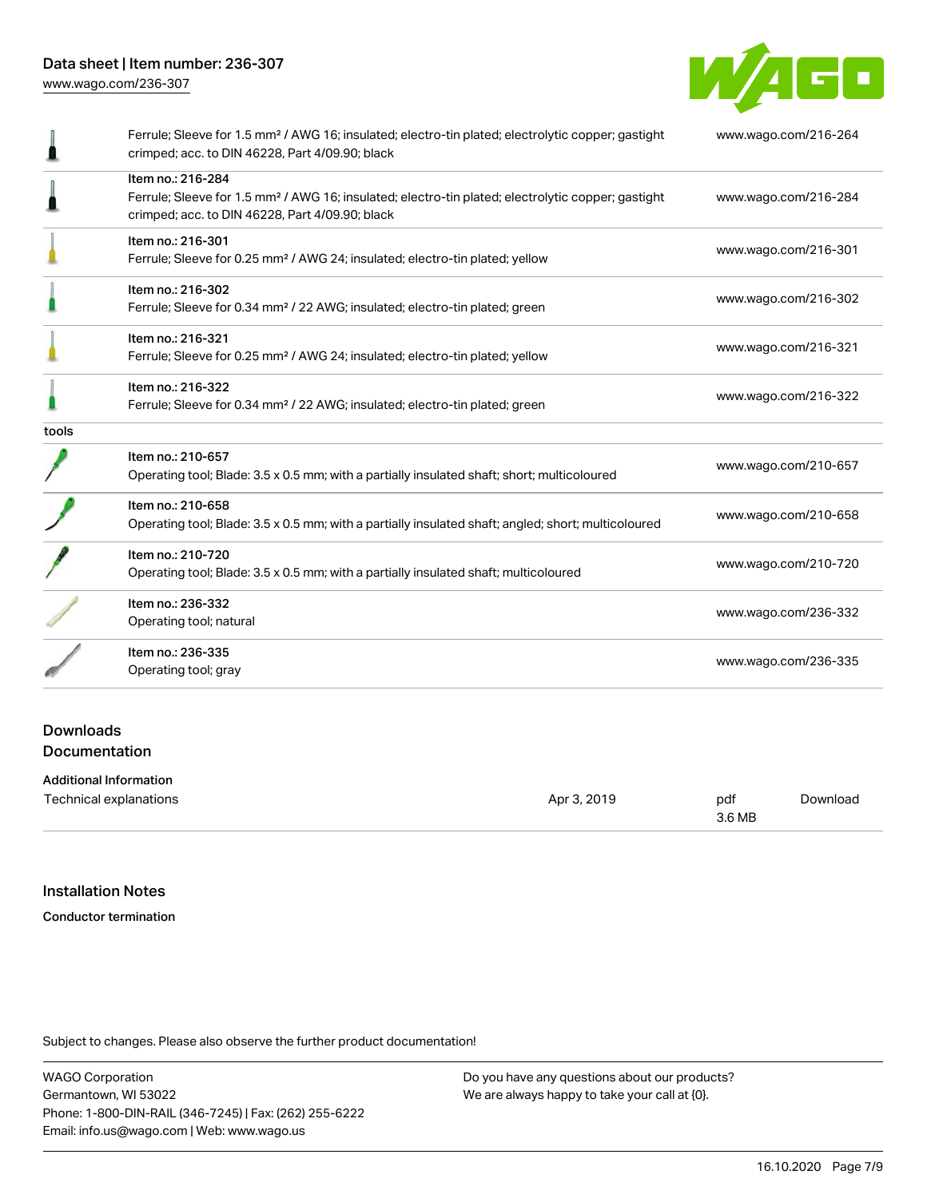| | | |
|---|---|---|
| | Ferrule; Sleeve for 1.5 mm² / AWG 16; insulated; electro-tin plated; electrolytic copper; gastight crimped; acc. to DIN 46228, Part 4/09.90; black | www.wago.com/216-264 |
| | Item no.: 216-284<br>Ferrule; Sleeve for 1.5 mm² / AWG 16; insulated; electro-tin plated; electrolytic copper; gastight crimped; acc. to DIN 46228, Part 4/09.90; black | www.wago.com/216-284 |
| | Item no.: 216-301<br>Ferrule; Sleeve for 0.25 mm² / AWG 24; insulated; electro-tin plated; yellow | www.wago.com/216-301 |
| | Item no.: 216-302<br>Ferrule; Sleeve for 0.34 mm² / 22 AWG; insulated; electro-tin plated; green | www.wago.com/216-302 |
| | Item no.: 216-321<br>Ferrule; Sleeve for 0.25 mm² / AWG 24; insulated; electro-tin plated; yellow | www.wago.com/216-321 |
| | Item no.: 216-322<br>Ferrule; Sleeve for 0.34 mm² / 22 AWG; insulated; electro-tin plated; green | www.wago.com/216-322 |
| tools | | |
| | Item no.: 210-657<br>Operating tool; Blade: 3.5 x 0.5 mm; with a partially insulated shaft; short; multicoloured | www.wago.com/210-657 |
| | Item no.: 210-658<br>Operating tool; Blade: 3.5 x 0.5 mm; with a partially insulated shaft; angled; short; multicoloured | www.wago.com/210-658 |
| | Item no.: 210-720<br>Operating tool; Blade: 3.5 x 0.5 mm; with a partially insulated shaft; multicoloured | www.wago.com/210-720 |
| | Item no.: 236-332<br>Operating tool; natural | www.wago.com/236-332 |
| | Item no.: 236-335<br>Operating tool; gray | www.wago.com/236-335 |

## Downloads
## Documentation

**Additional Information**

| | | | |
|---|---|---|---|
| Technical explanations | Apr 3, 2019 | pdf<br>3.6 MB | Download |

## Installation Notes

**Conductor termination**

Subject to changes. Please also observe the further product documentation!

WAGO Corporation
Germantown, WI 53022
Phone: 1-800-DIN-RAIL (346-7245) | Fax: (262) 255-6222
Email: info.us@wago.com | Web: www.wago.us

Do you have any questions about our products?
We are always happy to take your call at {0}.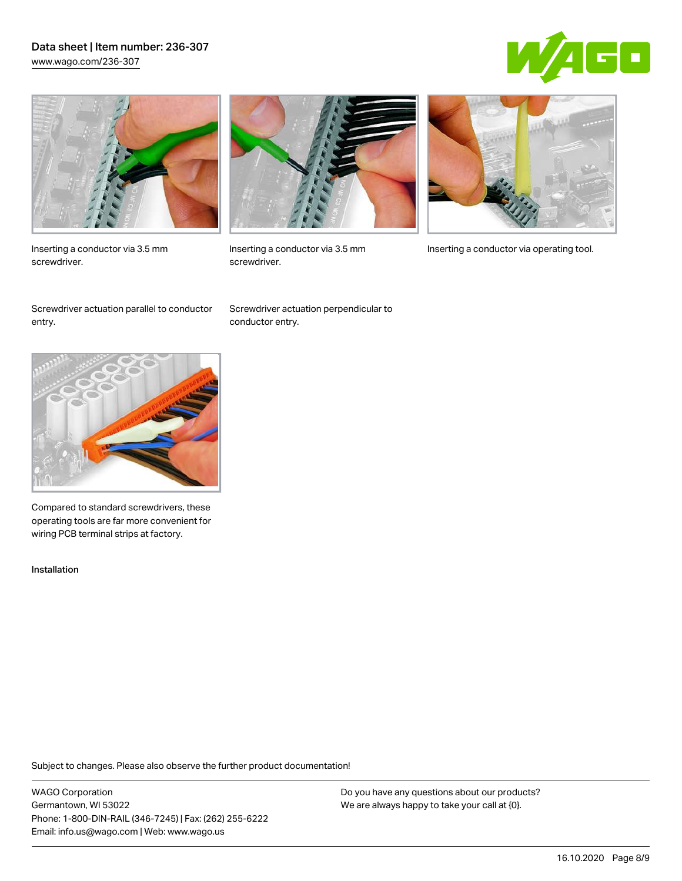Inserting a conductor via 3.5 mm screwdriver.

Inserting a conductor via 3.5 mm screwdriver.

Inserting a conductor via operating tool.

Screwdriver actuation parallel to conductor entry.

Screwdriver actuation perpendicular to conductor entry.

Compared to standard screwdrivers, these operating tools are far more convenient for wiring PCB terminal strips at factory.

Installation

Subject to changes. Please also observe the further product documentation!

WAGO Corporation
Germantown, WI 53022
Phone: 1-800-DIN-RAIL (346-7245) | Fax: (262) 255-6222
Email: info.us@wago.com | Web: www.wago.us

Do you have any questions about our products?
We are always happy to take your call at {0}.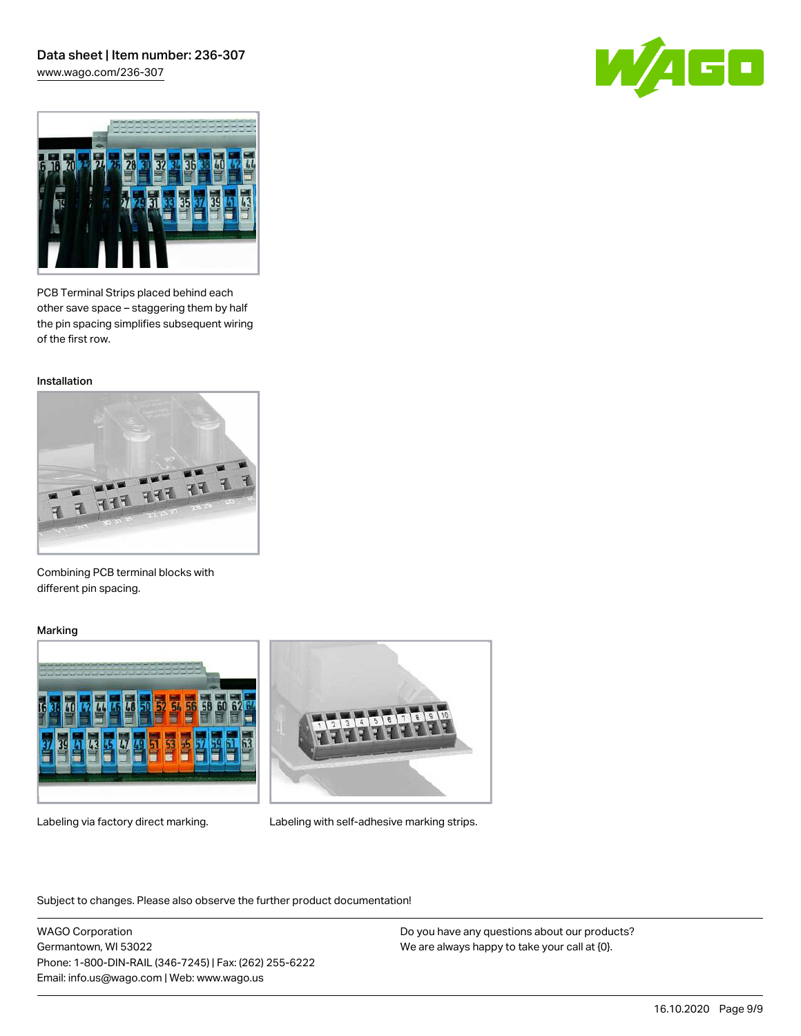PCB Terminal Strips placed behind each other save space – staggering them by half the pin spacing simplifies subsequent wiring of the first row.

### Installation

Combining PCB terminal blocks with different pin spacing.

### Marking

Labeling via factory direct marking.

Labeling with self-adhesive marking strips.

Subject to changes. Please also observe the further product documentation!

WAGO Corporation
Germantown, WI 53022
Phone: 1-800-DIN-RAIL (346-7245) | Fax: (262) 255-6222
Email: info.us@wago.com | Web: www.wago.us

Do you have any questions about our products?
We are always happy to take your call at {0}.